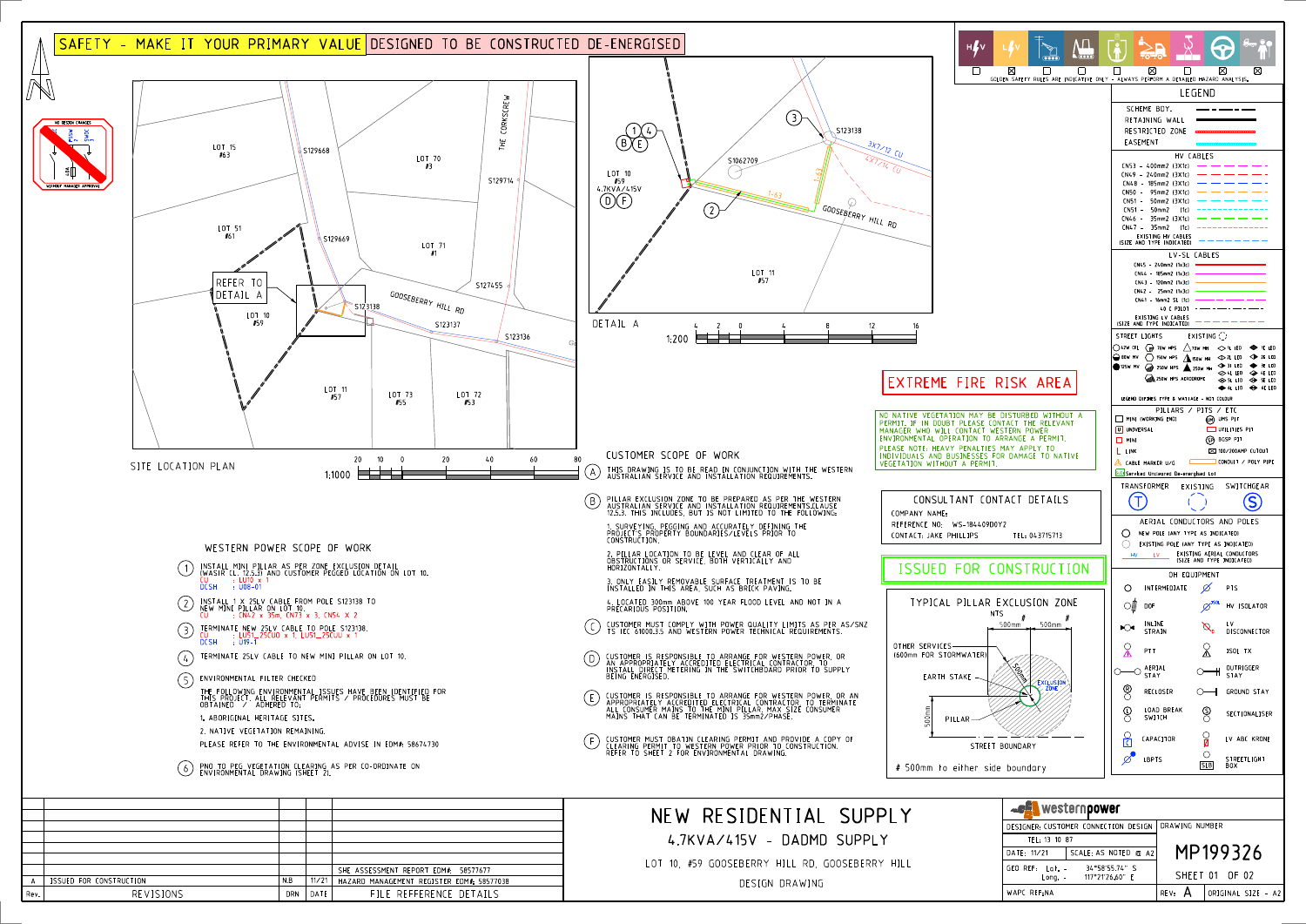# SAFETY - MAKE IT YOUR PRIMARY VALUE | DESIGNED TO BE CONSTRUCTED DE-ENERGISED

NO DESIGN CHANGES WITHOUT MANAGER APPROVAL

GOLDEN SAFETY RULES ARE INDICATIVE ONLY - ALWAYS PERFORM A DETAILED HAZARD ANALYSIS.

## SITE LOCATION PLAN

1:1000

LOT 15 #63, LOT 70 #3, LOT 51 #61, LOT 71 #1, LOT 10 #59, LOT 11 #57, LOT 73 #55, LOT 72 #53

S129668, S129714, S129669, S127455, S123138, S123137, S123136

THE CORKSCREW, GOOSEBERRY HILL RD

REFER TO DETAIL A

## DETAIL A

1:200

LOT 10 #59 4.7KVA/415V

LOT 11 #57

S123138, S1062709

3X7/12 CU, 3X7/16 CU

GOOSEBERRY HILL RD

## WESTERN POWER SCOPE OF WORK

1. INSTALL MINI PILLAR AS PER ZONE EXCLUSION DETAIL (WASIR CL. 12.5.3) AND CUSTOMER PEGGED LOCATION ON LOT 10.
   CU : LU10 x 1
   DCSH : U08-01
2. INSTALL 1 X 25LV CABLE FROM POLE S123138 TO NEW MINI PILLAR ON LOT 10.
   CU : CN42 x 35m, CN73 x 3, CN54 x 2
3. TERMINATE NEW 25LV CABLE TO POLE S123138.
   CU : LU51_25CUO x 1, LU51_25CUU x 1
   DCSH : U19-1
4. TERMINATE 25LV CABLE TO NEW MINI PILLAR ON LOT 10.
5. ENVIRONMENTAL FILTER CHECKED

   THE FOLLOWING ENVIRONMENTAL ISSUES HAVE BEEN IDENTIFIED FOR THIS PROJECT. ALL RELEVANT PERMITS / PROCEDURES MUST BE OBTAINED / ADHERED TO;

   1. ABORIGINAL HERITAGE SITES.
   2. NATIVE VEGETATION REMAINING.

   PLEASE REFER TO THE ENVIRONMENTAL ADVISE IN EDM# 58674730
6. PNO TO PEG VEGETATION CLEARING AS PER CO-ORDINATE ON ENVIRONMENTAL DRAWING (SHEET 2).

## CUSTOMER SCOPE OF WORK

A. THIS DRAWING IS TO BE READ IN CONJUNCTION WITH THE WESTERN AUSTRALIAN SERVICE AND INSTALLATION REQUIREMENTS.

B. PILLAR EXCLUSION ZONE TO BE PREPARED AS PER THE WESTERN AUSTRALIAN SERVICE AND INSTALLATION REQUIREMENTS,CLAUSE 12.5.3. THIS INCLUDES, BUT IS NOT LIMITED TO THE FOLLOWING:

   1. SURVEYING, PEGGING AND ACCURATELY DEFINING THE PROJECT'S PROPERTY BOUNDARIES/LEVELS PRIOR TO CONSTRUCTION.
   2. PILLAR LOCATION TO BE LEVEL AND CLEAR OF ALL OBSTRUCTIONS OR SERVICE, BOTH VERTICALLY AND HORIZONTALLY.
   3. ONLY EASILY REMOVABLE SURFACE TREATMENT IS TO BE INSTALLED IN THIS AREA, SUCH AS BRICK PAVING.
   4. LOCATED 300mm ABOVE 100 YEAR FLOOD LEVEL AND NOT IN A PRECARIOUS POSITION.

C. CUSTOMER MUST COMPLY WITH POWER QUALITY LIMITS AS PER AS/SNZ TS IEC 61000.3.5 AND WESTERN POWER TECHNICAL REQUIREMENTS.

D. CUSTOMER IS RESPONSIBLE TO ARRANGE FOR WESTERN POWER, OR AN APPROPRIATELY ACCREDITED ELECTRICAL CONTRACTOR, TO INSTALL DIRECT METERING IN THE SWITCHBOARD PRIOR TO SUPPLY BEING ENERGISED.

E. CUSTOMER IS RESPONSIBLE TO ARRANGE FOR WESTERN POWER, OR AN APPROPRIATELY ACCREDITED ELECTRICAL CONTRACTOR, TO TERMINATE ALL CONSUMER MAINS TO THE MINI PILLAR. MAX SIZE CONSUMER MAINS THAT CAN BE TERMINATED IS 35mm2/PHASE.

F. CUSTOMER MUST OBTAIN CLEARING PERMIT AND PROVIDE A COPY OF CLEARING PERMIT TO WESTERN POWER PRIOR TO CONSTRUCTION. REFER TO SHEET 2 FOR ENVIRONMENTAL DRAWING.

## EXTREME FIRE RISK AREA

NO NATIVE VEGETATION MAY BE DISTURBED WITHOUT A PERMIT. IF IN DOUBT PLEASE CONTACT THE RELEVANT MANAGER WHO WILL CONTACT WESTERN POWER ENVIRONMENTAL OPERATION TO ARRANGE A PERMIT.
PLEASE NOTE: HEAVY PENALTIES MAY APPLY TO INDIVIDUALS AND BUSINESSES FOR DAMAGE TO NATIVE VEGETATION WITHOUT A PERMIT.

## CONSULTANT CONTACT DETAILS

COMPANY NAME:
REFERENCE NO: WS-184409D0Y2
CONTACT: JAKE PHILLIPS TEL: 043715713

## ISSUED FOR CONSTRUCTION

## TYPICAL PILLAR EXCLUSION ZONE

NTS

500mm, 500mm, 500mm, 500mm

OTHER SERVICES (600mm FOR STORMWATER)

EARTH STAKE, PILLAR, EXCLUSION ZONE, STREET BOUNDARY

# 500mm to either side boundary

## LEGEND

SCHEME BDY.
RETAINING WALL
RESTRICTED ZONE
EASEMENT

### HV CABLES

CN53 - 400mm2 (3X1c)
CN49 - 240mm2 (3X1c)
CN48 - 185mm2 (3X1c)
CN50 - 95mm2 (3X1c)
CN51 - 50mm2 (3X1c)
CN51 - 50mm2 (1c)
CN46 - 35mm2 (3X1c)
CN47 - 35mm2 (1c)
EXISTING HV CABLES (SIZE AND TYPE INDICATED)

### LV-SL CABLES

CN45 - 240mm2 (1x3c)
CN44 - 185mm2 (1x3c)
CN43 - 120mm2 (1x3c)
CN42 - 25mm2 (1x3c)
CN41 - 16mm2 SL (1c)
40 C PILOT
EXISTING LV CABLES (SIZE AND TYPE INDICATED)

### STREET LIGHTS — EXISTING

42W CFL, 70W HPS, 70W MH, 1L LED, 1C LED, 80W MV, 150W HPS, 150W MH, 2L LED, 2S LED, 125W MV, 250W HPS, 250W MH, 3L LED, 3R LED, 4L LED, 4E LED, 250W HPS AERODROME, 5L LED, 5E LED, 6L LED, 6C LED

LEGEND DEFINES TYPE & WATTAGE - NOT COLOUR

### PILLARS / PITS / ETC

MINI (WORKING END), UMS PIT, UNIVERSAL, UTILITIES PIT, MINI, DCSP PIT, LINK, 100/200AMP CUTOUT, CABLE MARKER U/G, CONDUIT / POLY PIPE, Serviced Unclosed De-energised Lot

### TRANSFORMER — EXISTING — SWITCHGEAR

### AERIAL CONDUCTORS AND POLES

NEW POLE (ANY TYPE AS INDICATED)
EXISTING POLE (ANY TYPE AS INDICATED)
HV LV EXISTING AERIAL CONDUCTORS (SIZE AND TYPE INDICATED)

### OH EQUIPMENT

INTERMEDIATE, PTS, DOF, HV ISOLATOR, INLINE STRAIN, LV DISCONNECTOR, PTT, ISOL TX, AERIAL STAY, OUTRIGGER STAY, RECLOSER, GROUND STAY, LOAD BREAK SWITCH, SECTIONALISER, CAPACITOR, LV ABC KRONE, LBPTS, STREETLIGHT BOX

| Rev. | REVISIONS | DRN | DATE | FILE REFFERENCE DETAILS |
|---|---|---|---|---|
| A | ISSUED FOR CONSTRUCTION | N.B | 11/21 | HAZARD MANAGEMENT REGISTER EDM# 58577038 |
| | | | | SHE ASSESSMENT REPORT EDM# 58577677 |

# NEW RESIDENTIAL SUPPLY

## 4.7KVA/415V - DADMD SUPPLY

LOT 10, #59 GOOSEBERRY HILL RD, GOOSEBERRY HILL

DESIGN DRAWING

westernpower

| | |
|---|---|
| DESIGNER: CUSTOMER CONNECTION DESIGN | DRAWING NUMBER |
| TEL: 13 10 87 | MP199326 |
| DATE: 11/21 — SCALE: AS NOTED @ A2 | |
| GEO REF: Lat. - 34°58'55.74" S; Long. - 117°21'26.60" E | SHEET 01 OF 02 |
| WAPC REF:NA | REV: A — ORIGINAL SIZE - A2 |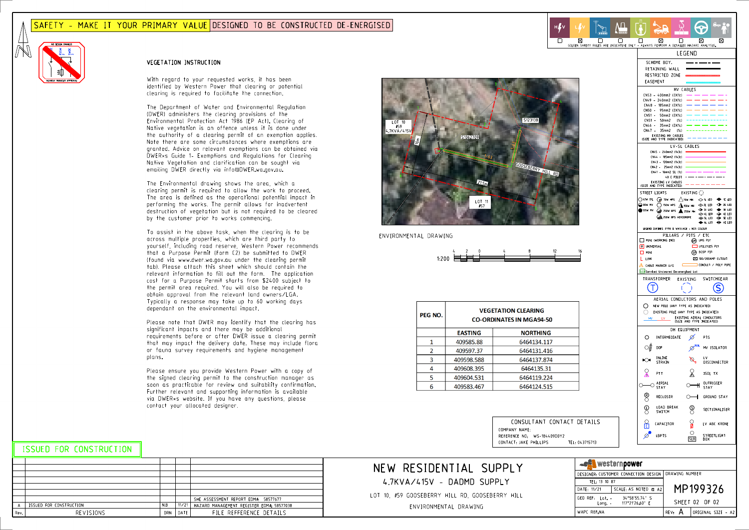SAFETY - MAKE IT YOUR PRIMARY VALUE | DESIGNED TO BE CONSTRUCTED DE-ENERGISED

NO DESIGN CHANGES WITHOUT MANAGER APPROVAL

GOLDEN SAFETY RULES ARE INDICATIVE ONLY - ALWAYS PERFORM A DETAILED HAZARD ANALYSIS.

## VEGETATION INSTRUCTION

With regard to your requested works, it has been identified by Western Power that clearing or potential clearing is required to facilitate the connection.

The Department of Water and Environmental Regulation (DWER) administers the clearing provisions of the Environmental Protection Act 1986 (EP Act). Clearing of Native vegetation is an offence unless it is done under the authority of a clearing permit or an exemption applies. Note there are some circumstances where exemptions are granted. Advice on relevant exemptions can be obtained via DWER×s Guide 1- Exemptions and Regulations for Clearing Native Vegetation and clarification can be sought via emailing DWER directly via info@DWER.wa.gov.au.

The Environmental drawing shows the area, which a clearing permit is required to allow the work to proceed. The area is defined as the operational potential impact in performing the works. The permit allows for inadvertent destruction of vegetation but is not required to be cleared by the customer prior to works commencing.

To assist in the above task, when the clearing is to be across multiple properties, which are third party to yourself, including road reserve, Western Power recommends that a Purpose Permit (Form C2) be submitted to DWER (found via www.dwer.wa.gov.au under the clearing permit tab). Please attach this sheet which should contain the relevant information to fill out the form. The application cost for a Purpose Permit starts from $2400 subject to the permit area required. You will also be required to obtain approval from the relevant land owners/LGA. Typically a response may take up to 60 working days dependant on the environmental impact.

Please note that DWER may identify that the clearing has significant impacts and there may be additional requirements before or after DWER issue a clearing permit that may impact the delivery date. These may include flora or fauna survey requirements and hygiene management plans.

Please ensure you provide Western Power with a copy of the signed clearing permit to the construction manager as soon as practicable for review and suitability confirmation. Further relevant and supporting information is available via DWER×s website. If you have any questions, please contact your allocated designer.

LOT 10 #59 4.7KVA/415V
S123138
S1062709
GOOSEBERRY HILL RD
10m
21.5m
LOT 11 #57

ENVIRONMENTAL DRAWING

1:200 — 4 2 0 4 8 12 16

| PEG NO. | VEGETATION CLEARING CO-ORDINATES IN MGA94-50 | |
|---|---|---|
| | EASTING | NORTHING |
| 1 | 409585.88 | 6464134.117 |
| 2 | 409597.37 | 6464131.416 |
| 3 | 409598.588 | 6464137.874 |
| 4 | 409608.395 | 6464135.31 |
| 5 | 409604.531 | 6464119.224 |
| 6 | 409583.467 | 6464124.515 |

CONSULTANT CONTACT DETAILS
COMPANY NAME:
REFERENCE NO: WS-184409D0Y2
CONTACT: JAKE PHILLIPS TEL: 043715713

LEGEND
- SCHEME BDY.
- RETAINING WALL
- RESTRICTED ZONE
- EASEMENT

HV CABLES
- CN53 - 400mm2 (3X1c)
- CN49 - 240mm2 (3X1c)
- CN48 - 185mm2 (3X1c)
- CN50 - 95mm2 (3X1c)
- CN51 - 50mm2 (3X1c)
- CN51 - 50mm2 (1c)
- CN46 - 35mm2 (3X1c)
- CN47 - 35mm2 (1c)
- EXISTING HV CABLES (SIZE AND TYPE INDICATED)

LV-SL CABLES
- CN45 - 240mm2 (1x3c)
- CN44 - 185mm2 (1x3c)
- CN43 - 120mm2 (1x3c)
- CN42 - 25mm2 (1x3c)
- CN41 - 16mm2 SL (1c)
- 40 C PILOT
- EXISTING LV CABLES (SIZE AND TYPE INDICATED)

STREET LIGHTS / EXISTING

LEGEND DEFINES TYPE & WATTAGE - NOT COLOUR

PILLARS / PITS / ETC
- MINI (WORKING END)
- UMS PIT
- UNIVERSAL
- UTILITIES PIT
- MINI
- DCSP PIT
- LINK
- 100/200AMP CUTOUT
- CABLE MARKER U/G
- CONDUIT / POLY PIPE
- Serviced Uncleared De-energised Lot

TRANSFORMER / EXISTING / SWITCHGEAR

AERIAL CONDUCTORS AND POLES
- NEW POLE (ANY TYPE AS INDICATED)
- EXISTING POLE (ANY TYPE AS INDICATED)
- HV LV EXISTING AERIAL CONDUCTORS (SIZE AND TYPE INDICATED)

OH EQUIPMENT
- INTERMEDIATE / PTS
- DOF / HV ISOLATOR
- INLINE STRAIN / LV DISCONNECTOR
- PTT / ISOL TX
- AERIAL STAY / OUTRIGGER STAY
- RECLOSER / GROUND STAY
- LOAD BREAK SWITCH / SECTIONALISER
- CAPACITOR / LV ABC KRONE
- LBPTS / STREETLIGHT BOX

ISSUED FOR CONSTRUCTION

| Rev. | REVISIONS | DRN | DATE | FILE REFFERENCE DETAILS |
|---|---|---|---|---|
| | | | | SHE ASSESSMENT REPORT EDM#: 58577677 |
| A | ISSUED FOR CONSTRUCTION | N.B | 11/21 | HAZARD MANAGEMENT REGISTER EDM#: 58577038 |

# NEW RESIDENTIAL SUPPLY

4.7KVA/415V - DADMD SUPPLY

LOT 10, #59 GOOSEBERRY HILL RD, GOOSEBERRY HILL

ENVIRONMENTAL DRAWING

westernpower

DESIGNER: CUSTOMER CONNECTION DESIGN
TEL: 13 10 87
DATE: 11/21 | SCALE: AS NOTED @ A2
GEO REF: Lat. - 34°58'55.74" S; Long. - 117°21'26.60" E
WAPC REF: NA

DRAWING NUMBER: MP199326
SHEET 02 OF 02
REV: A | ORIGINAL SIZE - A2